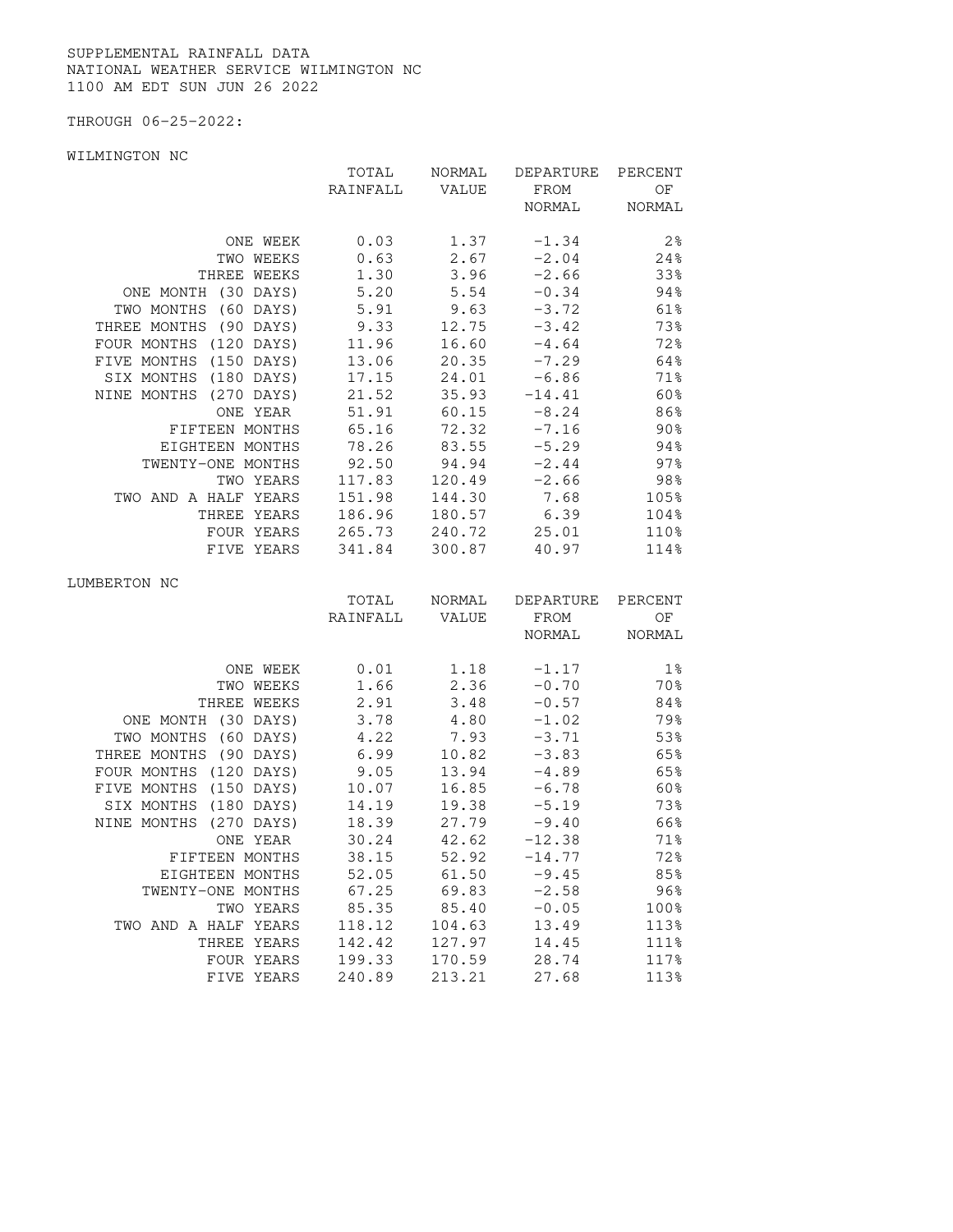SUPPLEMENTAL RAINFALL DATA
NATIONAL WEATHER SERVICE WILMINGTON NC
1100 AM EDT SUN JUN 26 2022

THROUGH 06-25-2022:

WILMINGTON NC

| | TOTAL RAINFALL | NORMAL VALUE | DEPARTURE FROM NORMAL | PERCENT OF NORMAL |
|---|---|---|---|---|
| ONE WEEK | 0.03 | 1.37 | -1.34 | 2% |
| TWO WEEKS | 0.63 | 2.67 | -2.04 | 24% |
| THREE WEEKS | 1.30 | 3.96 | -2.66 | 33% |
| ONE MONTH (30 DAYS) | 5.20 | 5.54 | -0.34 | 94% |
| TWO MONTHS (60 DAYS) | 5.91 | 9.63 | -3.72 | 61% |
| THREE MONTHS (90 DAYS) | 9.33 | 12.75 | -3.42 | 73% |
| FOUR MONTHS (120 DAYS) | 11.96 | 16.60 | -4.64 | 72% |
| FIVE MONTHS (150 DAYS) | 13.06 | 20.35 | -7.29 | 64% |
| SIX MONTHS (180 DAYS) | 17.15 | 24.01 | -6.86 | 71% |
| NINE MONTHS (270 DAYS) | 21.52 | 35.93 | -14.41 | 60% |
| ONE YEAR | 51.91 | 60.15 | -8.24 | 86% |
| FIFTEEN MONTHS | 65.16 | 72.32 | -7.16 | 90% |
| EIGHTEEN MONTHS | 78.26 | 83.55 | -5.29 | 94% |
| TWENTY-ONE MONTHS | 92.50 | 94.94 | -2.44 | 97% |
| TWO YEARS | 117.83 | 120.49 | -2.66 | 98% |
| TWO AND A HALF YEARS | 151.98 | 144.30 | 7.68 | 105% |
| THREE YEARS | 186.96 | 180.57 | 6.39 | 104% |
| FOUR YEARS | 265.73 | 240.72 | 25.01 | 110% |
| FIVE YEARS | 341.84 | 300.87 | 40.97 | 114% |

LUMBERTON NC

| | TOTAL RAINFALL | NORMAL VALUE | DEPARTURE FROM NORMAL | PERCENT OF NORMAL |
|---|---|---|---|---|
| ONE WEEK | 0.01 | 1.18 | -1.17 | 1% |
| TWO WEEKS | 1.66 | 2.36 | -0.70 | 70% |
| THREE WEEKS | 2.91 | 3.48 | -0.57 | 84% |
| ONE MONTH (30 DAYS) | 3.78 | 4.80 | -1.02 | 79% |
| TWO MONTHS (60 DAYS) | 4.22 | 7.93 | -3.71 | 53% |
| THREE MONTHS (90 DAYS) | 6.99 | 10.82 | -3.83 | 65% |
| FOUR MONTHS (120 DAYS) | 9.05 | 13.94 | -4.89 | 65% |
| FIVE MONTHS (150 DAYS) | 10.07 | 16.85 | -6.78 | 60% |
| SIX MONTHS (180 DAYS) | 14.19 | 19.38 | -5.19 | 73% |
| NINE MONTHS (270 DAYS) | 18.39 | 27.79 | -9.40 | 66% |
| ONE YEAR | 30.24 | 42.62 | -12.38 | 71% |
| FIFTEEN MONTHS | 38.15 | 52.92 | -14.77 | 72% |
| EIGHTEEN MONTHS | 52.05 | 61.50 | -9.45 | 85% |
| TWENTY-ONE MONTHS | 67.25 | 69.83 | -2.58 | 96% |
| TWO YEARS | 85.35 | 85.40 | -0.05 | 100% |
| TWO AND A HALF YEARS | 118.12 | 104.63 | 13.49 | 113% |
| THREE YEARS | 142.42 | 127.97 | 14.45 | 111% |
| FOUR YEARS | 199.33 | 170.59 | 28.74 | 117% |
| FIVE YEARS | 240.89 | 213.21 | 27.68 | 113% |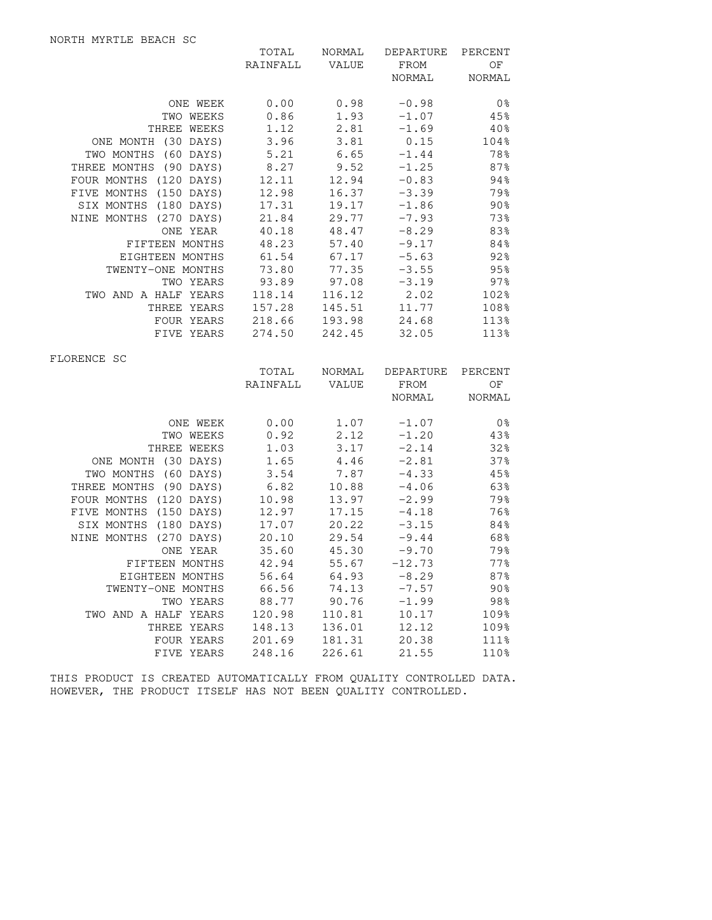NORTH MYRTLE BEACH SC

| | TOTAL RAINFALL | NORMAL VALUE | DEPARTURE FROM NORMAL | PERCENT OF NORMAL |
|---|---|---|---|---|
| ONE WEEK | 0.00 | 0.98 | -0.98 | 0% |
| TWO WEEKS | 0.86 | 1.93 | -1.07 | 45% |
| THREE WEEKS | 1.12 | 2.81 | -1.69 | 40% |
| ONE MONTH (30 DAYS) | 3.96 | 3.81 | 0.15 | 104% |
| TWO MONTHS (60 DAYS) | 5.21 | 6.65 | -1.44 | 78% |
| THREE MONTHS (90 DAYS) | 8.27 | 9.52 | -1.25 | 87% |
| FOUR MONTHS (120 DAYS) | 12.11 | 12.94 | -0.83 | 94% |
| FIVE MONTHS (150 DAYS) | 12.98 | 16.37 | -3.39 | 79% |
| SIX MONTHS (180 DAYS) | 17.31 | 19.17 | -1.86 | 90% |
| NINE MONTHS (270 DAYS) | 21.84 | 29.77 | -7.93 | 73% |
| ONE YEAR | 40.18 | 48.47 | -8.29 | 83% |
| FIFTEEN MONTHS | 48.23 | 57.40 | -9.17 | 84% |
| EIGHTEEN MONTHS | 61.54 | 67.17 | -5.63 | 92% |
| TWENTY-ONE MONTHS | 73.80 | 77.35 | -3.55 | 95% |
| TWO YEARS | 93.89 | 97.08 | -3.19 | 97% |
| TWO AND A HALF YEARS | 118.14 | 116.12 | 2.02 | 102% |
| THREE YEARS | 157.28 | 145.51 | 11.77 | 108% |
| FOUR YEARS | 218.66 | 193.98 | 24.68 | 113% |
| FIVE YEARS | 274.50 | 242.45 | 32.05 | 113% |

FLORENCE SC

| | TOTAL RAINFALL | NORMAL VALUE | DEPARTURE FROM NORMAL | PERCENT OF NORMAL |
|---|---|---|---|---|
| ONE WEEK | 0.00 | 1.07 | -1.07 | 0% |
| TWO WEEKS | 0.92 | 2.12 | -1.20 | 43% |
| THREE WEEKS | 1.03 | 3.17 | -2.14 | 32% |
| ONE MONTH (30 DAYS) | 1.65 | 4.46 | -2.81 | 37% |
| TWO MONTHS (60 DAYS) | 3.54 | 7.87 | -4.33 | 45% |
| THREE MONTHS (90 DAYS) | 6.82 | 10.88 | -4.06 | 63% |
| FOUR MONTHS (120 DAYS) | 10.98 | 13.97 | -2.99 | 79% |
| FIVE MONTHS (150 DAYS) | 12.97 | 17.15 | -4.18 | 76% |
| SIX MONTHS (180 DAYS) | 17.07 | 20.22 | -3.15 | 84% |
| NINE MONTHS (270 DAYS) | 20.10 | 29.54 | -9.44 | 68% |
| ONE YEAR | 35.60 | 45.30 | -9.70 | 79% |
| FIFTEEN MONTHS | 42.94 | 55.67 | -12.73 | 77% |
| EIGHTEEN MONTHS | 56.64 | 64.93 | -8.29 | 87% |
| TWENTY-ONE MONTHS | 66.56 | 74.13 | -7.57 | 90% |
| TWO YEARS | 88.77 | 90.76 | -1.99 | 98% |
| TWO AND A HALF YEARS | 120.98 | 110.81 | 10.17 | 109% |
| THREE YEARS | 148.13 | 136.01 | 12.12 | 109% |
| FOUR YEARS | 201.69 | 181.31 | 20.38 | 111% |
| FIVE YEARS | 248.16 | 226.61 | 21.55 | 110% |

THIS PRODUCT IS CREATED AUTOMATICALLY FROM QUALITY CONTROLLED DATA.
HOWEVER, THE PRODUCT ITSELF HAS NOT BEEN QUALITY CONTROLLED.